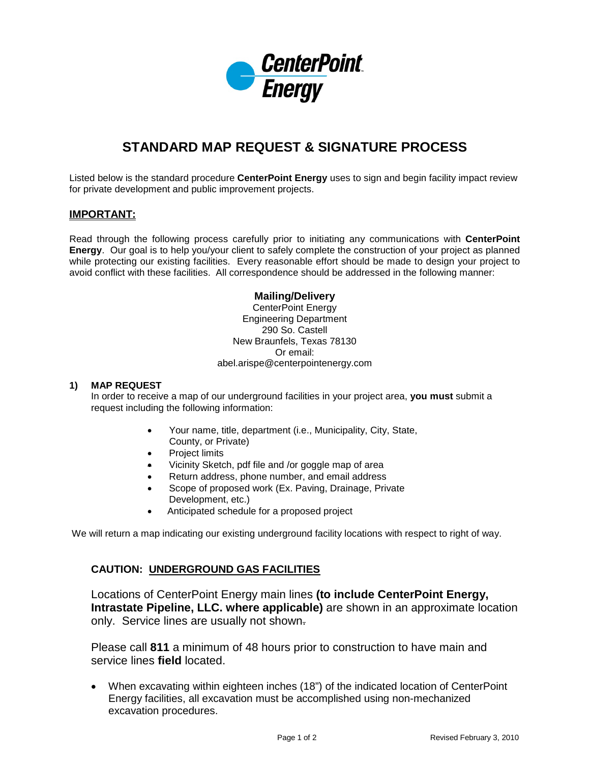CenterPoint Energy

# STANDARD MAP REQUEST & SIGNATURE PROCESS

Listed below is the standard procedure **CenterPoint Energy** uses to sign and begin facility impact review for private development and public improvement projects.

## IMPORTANT:

Read through the following process carefully prior to initiating any communications with **CenterPoint Energy**. Our goal is to help you/your client to safely complete the construction of your project as planned while protecting our existing facilities. Every reasonable effort should be made to design your project to avoid conflict with these facilities. All correspondence should be addressed in the following manner:

**Mailing/Delivery**
CenterPoint Energy
Engineering Department
290 So. Castell
New Braunfels, Texas 78130
Or email:
abel.arispe@centerpointenergy.com

### 1) MAP REQUEST

In order to receive a map of our underground facilities in your project area, **you must** submit a request including the following information:

- Your name, title, department (i.e., Municipality, City, State, County, or Private)
- Project limits
- Vicinity Sketch, pdf file and /or goggle map of area
- Return address, phone number, and email address
- Scope of proposed work (Ex. Paving, Drainage, Private Development, etc.)
- Anticipated schedule for a proposed project

We will return a map indicating our existing underground facility locations with respect to right of way.

### CAUTION: UNDERGROUND GAS FACILITIES

Locations of CenterPoint Energy main lines **(to include CenterPoint Energy, Intrastate Pipeline, LLC. where applicable)** are shown in an approximate location only. Service lines are usually not shown.

Please call **811** a minimum of 48 hours prior to construction to have main and service lines **field** located.

- When excavating within eighteen inches (18") of the indicated location of CenterPoint Energy facilities, all excavation must be accomplished using non-mechanized excavation procedures.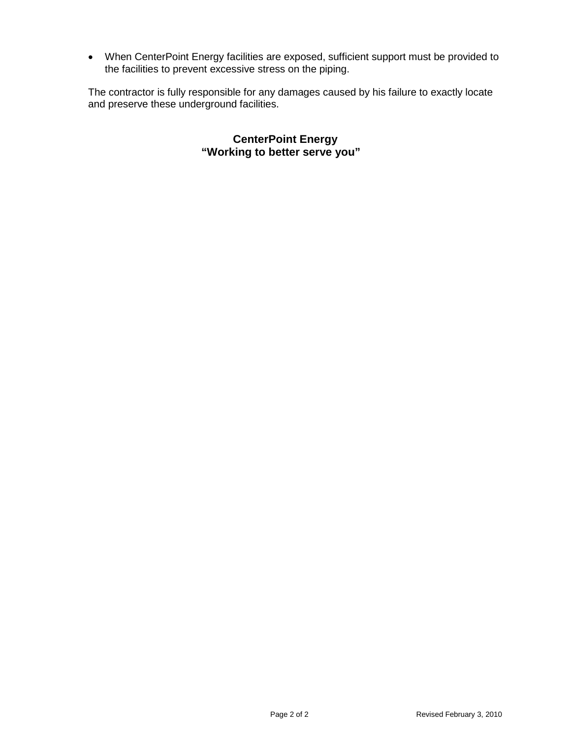- When CenterPoint Energy facilities are exposed, sufficient support must be provided to the facilities to prevent excessive stress on the piping.

The contractor is fully responsible for any damages caused by his failure to exactly locate and preserve these underground facilities.

**CenterPoint Energy**
**"Working to better serve you"**